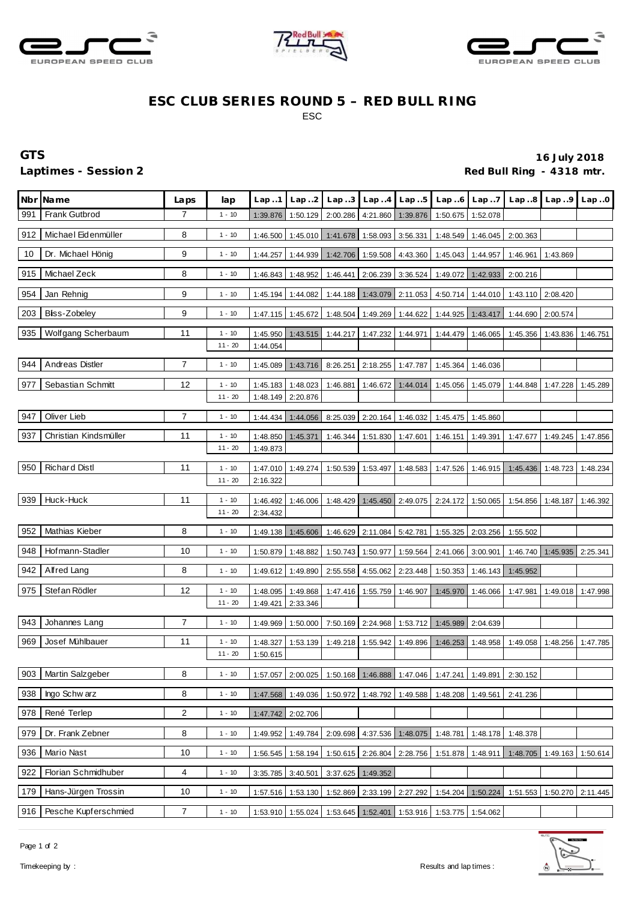# ESC CLUB SERIES ROUND 5 – RED BULL RING

ESC

## GTS

**Laptimes - Session 2**

**16 July 2018**

**Red Bull Ring - 4318 mtr.**

| Nbr | Name | Laps | lap | Lap..1 | Lap..2 | Lap..3 | Lap..4 | Lap..5 | Lap..6 | Lap..7 | Lap..8 | Lap..9 | Lap..0 |
|---|---|---|---|---|---|---|---|---|---|---|---|---|---|
| 991 | Frank Gutbrod | 7 | 1 - 10 | 1:39.876 | 1:50.129 | 2:00.286 | 4:21.860 | 1:39.876 | 1:50.675 | 1:52.078 | | | |
| 912 | Michael Eidenmüller | 8 | 1 - 10 | 1:46.500 | 1:45.010 | 1:41.678 | 1:58.093 | 3:56.331 | 1:48.549 | 1:46.045 | 2:00.363 | | |
| 10 | Dr. Michael Hönig | 9 | 1 - 10 | 1:44.257 | 1:44.939 | 1:42.706 | 1:59.508 | 4:43.360 | 1:45.043 | 1:44.957 | 1:46.961 | 1:43.869 | |
| 915 | Michael Zeck | 8 | 1 - 10 | 1:46.843 | 1:48.952 | 1:46.441 | 2:06.239 | 3:36.524 | 1:49.072 | 1:42.933 | 2:00.216 | | |
| 954 | Jan Rehnig | 9 | 1 - 10 | 1:45.194 | 1:44.082 | 1:44.188 | 1:43.079 | 2:11.053 | 4:50.714 | 1:44.010 | 1:43.110 | 2:08.420 | |
| 203 | Bliss-Zobeley | 9 | 1 - 10 | 1:47.115 | 1:45.672 | 1:48.504 | 1:49.269 | 1:44.622 | 1:44.925 | 1:43.417 | 1:44.690 | 2:00.574 | |
| 935 | Wolfgang Scherbaum | 11 | 1 - 10 | 1:45.950 | 1:43.515 | 1:44.217 | 1:47.232 | 1:44.971 | 1:44.479 | 1:46.065 | 1:45.356 | 1:43.836 | 1:46.751 |
| | | | 11 - 20 | 1:44.054 | | | | | | | | | |
| 944 | Andreas Distler | 7 | 1 - 10 | 1:45.089 | 1:43.716 | 8:26.251 | 2:18.255 | 1:47.787 | 1:45.364 | 1:46.036 | | | |
| 977 | Sebastian Schmitt | 12 | 1 - 10 | 1:45.183 | 1:48.023 | 1:46.881 | 1:46.672 | 1:44.014 | 1:45.056 | 1:45.079 | 1:44.848 | 1:47.228 | 1:45.289 |
| | | | 11 - 20 | 1:48.149 | 2:20.876 | | | | | | | | |
| 947 | Oliver Lieb | 7 | 1 - 10 | 1:44.434 | 1:44.056 | 8:25.039 | 2:20.164 | 1:46.032 | 1:45.475 | 1:45.860 | | | |
| 937 | Christian Kindsmüller | 11 | 1 - 10 | 1:48.850 | 1:45.371 | 1:46.344 | 1:51.830 | 1:47.601 | 1:46.151 | 1:49.391 | 1:47.677 | 1:49.245 | 1:47.856 |
| | | | 11 - 20 | 1:49.873 | | | | | | | | | |
| 950 | Richard Distl | 11 | 1 - 10 | 1:47.010 | 1:49.274 | 1:50.539 | 1:53.497 | 1:48.583 | 1:47.526 | 1:46.915 | 1:45.436 | 1:48.723 | 1:48.234 |
| | | | 11 - 20 | 2:16.322 | | | | | | | | | |
| 939 | Huck-Huck | 11 | 1 - 10 | 1:46.492 | 1:46.006 | 1:48.429 | 1:45.450 | 2:49.075 | 2:24.172 | 1:50.065 | 1:54.856 | 1:48.187 | 1:46.392 |
| | | | 11 - 20 | 2:34.432 | | | | | | | | | |
| 952 | Mathias Kieber | 8 | 1 - 10 | 1:49.138 | 1:45.606 | 1:46.629 | 2:11.084 | 5:42.781 | 1:55.325 | 2:03.256 | 1:55.502 | | |
| 948 | Hofmann-Stadler | 10 | 1 - 10 | 1:50.879 | 1:48.882 | 1:50.743 | 1:50.977 | 1:59.564 | 2:41.066 | 3:00.901 | 1:46.740 | 1:45.935 | 2:25.341 |
| 942 | Alfred Lang | 8 | 1 - 10 | 1:49.612 | 1:49.890 | 2:55.558 | 4:55.062 | 2:23.448 | 1:50.353 | 1:46.143 | 1:45.952 | | |
| 975 | Stefan Rödler | 12 | 1 - 10 | 1:48.095 | 1:49.868 | 1:47.416 | 1:55.759 | 1:46.907 | 1:45.970 | 1:46.066 | 1:47.981 | 1:49.018 | 1:47.998 |
| | | | 11 - 20 | 1:49.421 | 2:33.346 | | | | | | | | |
| 943 | Johannes Lang | 7 | 1 - 10 | 1:49.969 | 1:50.000 | 7:50.169 | 2:24.968 | 1:53.712 | 1:45.989 | 2:04.639 | | | |
| 969 | Josef Mühlbauer | 11 | 1 - 10 | 1:48.327 | 1:53.139 | 1:49.218 | 1:55.942 | 1:49.896 | 1:46.253 | 1:48.958 | 1:49.058 | 1:48.256 | 1:47.785 |
| | | | 11 - 20 | 1:50.615 | | | | | | | | | |
| 903 | Martin Salzgeber | 8 | 1 - 10 | 1:57.057 | 2:00.025 | 1:50.168 | 1:46.888 | 1:47.046 | 1:47.241 | 1:49.891 | 2:30.152 | | |
| 938 | Ingo Schwarz | 8 | 1 - 10 | 1:47.568 | 1:49.036 | 1:50.972 | 1:48.792 | 1:49.588 | 1:48.208 | 1:49.561 | 2:41.236 | | |
| 978 | René Terlep | 2 | 1 - 10 | 1:47.742 | 2:02.706 | | | | | | | | |
| 979 | Dr. Frank Zebner | 8 | 1 - 10 | 1:49.952 | 1:49.784 | 2:09.698 | 4:37.536 | 1:48.075 | 1:48.781 | 1:48.178 | 1:48.378 | | |
| 936 | Mario Nast | 10 | 1 - 10 | 1:56.545 | 1:58.194 | 1:50.615 | 2:26.804 | 2:28.756 | 1:51.878 | 1:48.911 | 1:48.705 | 1:49.163 | 1:50.614 |
| 922 | Florian Schmidhuber | 4 | 1 - 10 | 3:35.785 | 3:40.501 | 3:37.625 | 1:49.352 | | | | | | |
| 179 | Hans-Jürgen Trossin | 10 | 1 - 10 | 1:57.516 | 1:53.130 | 1:52.869 | 2:33.199 | 2:27.292 | 1:54.204 | 1:50.224 | 1:51.553 | 1:50.270 | 2:11.445 |
| 916 | Pesche Kupferschmied | 7 | 1 - 10 | 1:53.910 | 1:55.024 | 1:53.645 | 1:52.401 | 1:53.916 | 1:53.775 | 1:54.062 | | | |

Timekeeping by :

Results and lap times :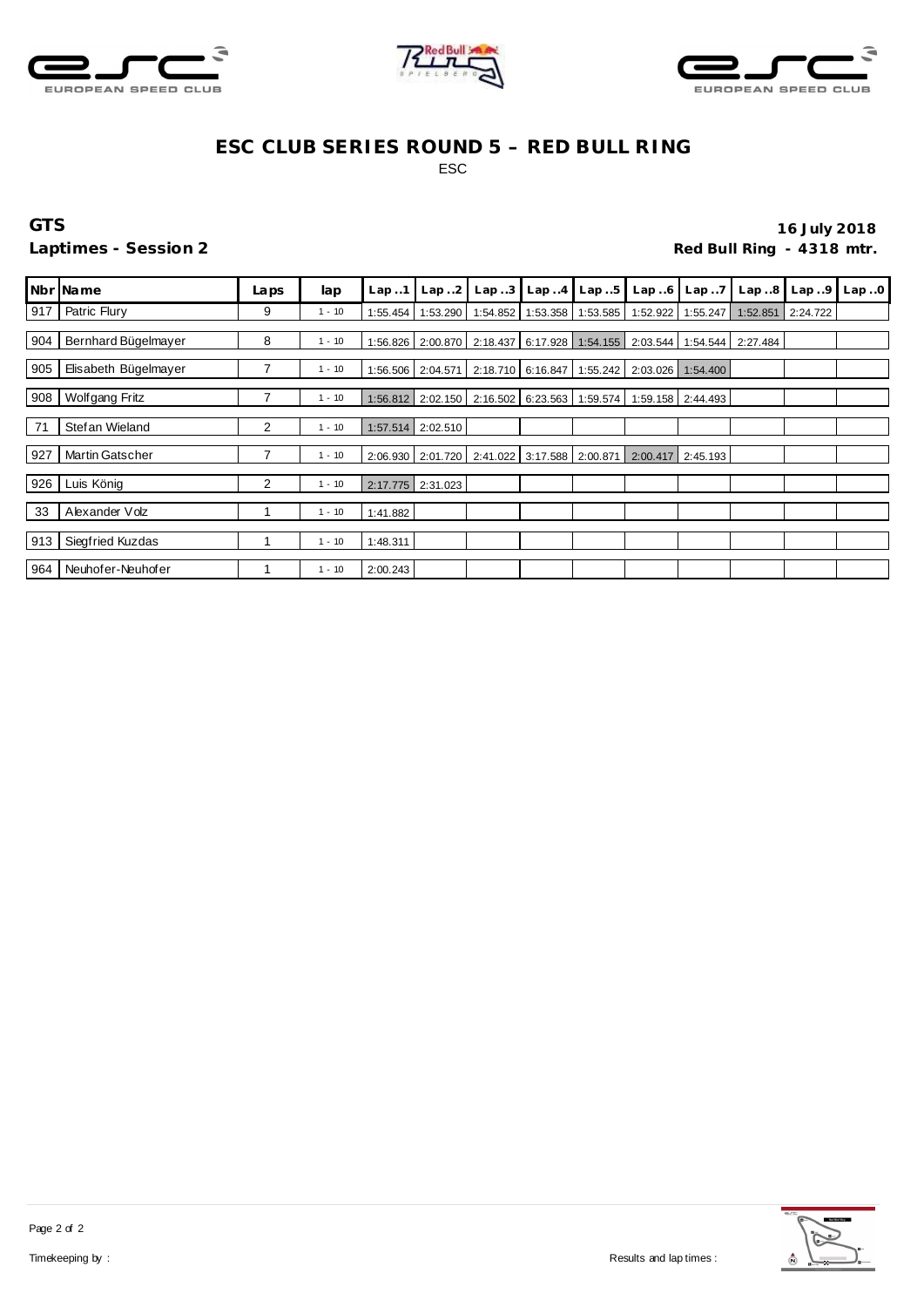# ESC CLUB SERIES ROUND 5 – RED BULL RING

ESC

**GTS**

**Laptimes - Session 2**

**16 July 2018**

**Red Bull Ring - 4318 mtr.**

| Nbr | Name | Laps | lap | Lap ..1 | Lap ..2 | Lap ..3 | Lap ..4 | Lap ..5 | Lap ..6 | Lap ..7 | Lap ..8 | Lap ..9 | Lap ..0 |
|---|---|---|---|---|---|---|---|---|---|---|---|---|---|
| 917 | Patric Flury | 9 | 1 - 10 | 1:55.454 | 1:53.290 | 1:54.852 | 1:53.358 | 1:53.585 | 1:52.922 | 1:55.247 | 1:52.851 | 2:24.722 | |
| 904 | Bernhard Bügelmayer | 8 | 1 - 10 | 1:56.826 | 2:00.870 | 2:18.437 | 6:17.928 | 1:54.155 | 2:03.544 | 1:54.544 | 2:27.484 | | |
| 905 | Elisabeth Bügelmayer | 7 | 1 - 10 | 1:56.506 | 2:04.571 | 2:18.710 | 6:16.847 | 1:55.242 | 2:03.026 | 1:54.400 | | | |
| 908 | Wolfgang Fritz | 7 | 1 - 10 | 1:56.812 | 2:02.150 | 2:16.502 | 6:23.563 | 1:59.574 | 1:59.158 | 2:44.493 | | | |
| 71 | Stefan Wieland | 2 | 1 - 10 | 1:57.514 | 2:02.510 | | | | | | | | |
| 927 | Martin Gatscher | 7 | 1 - 10 | 2:06.930 | 2:01.720 | 2:41.022 | 3:17.588 | 2:00.871 | 2:00.417 | 2:45.193 | | | |
| 926 | Luis König | 2 | 1 - 10 | 2:17.775 | 2:31.023 | | | | | | | | |
| 33 | Alexander Volz | 1 | 1 - 10 | 1:41.882 | | | | | | | | | |
| 913 | Siegfried Kuzdas | 1 | 1 - 10 | 1:48.311 | | | | | | | | | |
| 964 | Neuhofer-Neuhofer | 1 | 1 - 10 | 2:00.243 | | | | | | | | | |

Timekeeping by :

Results and lap times :